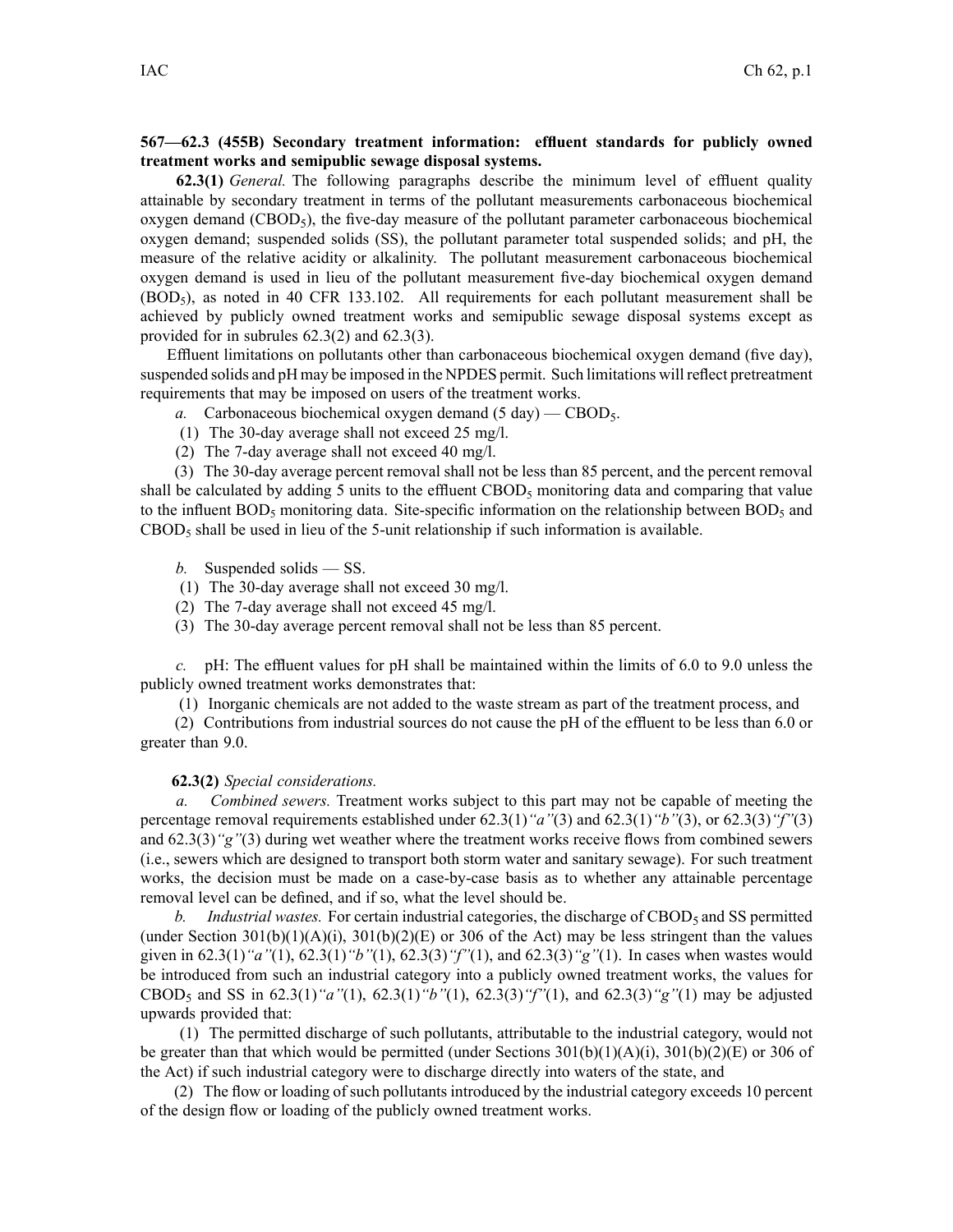**567—62.3 (455B) Secondary treatment information: effluent standards for publicly owned treatment works and semipublic sewage disposal systems.**

**62.3(1)** *General.* The following paragraphs describe the minimum level of effluent quality attainable by secondary treatment in terms of the pollutant measurements carbonaceous biochemical oxygen demand ($CBOD_5$), the five-day measure of the pollutant parameter carbonaceous biochemical oxygen demand; suspended solids (SS), the pollutant parameter total suspended solids; and pH, the measure of the relative acidity or alkalinity. The pollutant measurement carbonaceous biochemical oxygen demand is used in lieu of the pollutant measurement five-day biochemical oxygen demand ($BOD_5$), as noted in 40 CFR 133.102. All requirements for each pollutant measurement shall be achieved by publicly owned treatment works and semipublic sewage disposal systems except as provided for in subrules 62.3(2) and 62.3(3).

Effluent limitations on pollutants other than carbonaceous biochemical oxygen demand (five day), suspended solids and pH may be imposed in the NPDES permit. Such limitations will reflect pretreatment requirements that may be imposed on users of the treatment works.

*a.* Carbonaceous biochemical oxygen demand (5 day) — $CBOD_5$.

(1) The 30-day average shall not exceed 25 mg/l.

(2) The 7-day average shall not exceed 40 mg/l.

(3) The 30-day average percent removal shall not be less than 85 percent, and the percent removal shall be calculated by adding 5 units to the effluent $CBOD_5$ monitoring data and comparing that value to the influent $BOD_5$ monitoring data. Site-specific information on the relationship between $BOD_5$ and $CBOD_5$ shall be used in lieu of the 5-unit relationship if such information is available.

*b.* Suspended solids — SS.

(1) The 30-day average shall not exceed 30 mg/l.

(2) The 7-day average shall not exceed 45 mg/l.

(3) The 30-day average percent removal shall not be less than 85 percent.

*c.* pH: The effluent values for pH shall be maintained within the limits of 6.0 to 9.0 unless the publicly owned treatment works demonstrates that:

(1) Inorganic chemicals are not added to the waste stream as part of the treatment process, and

(2) Contributions from industrial sources do not cause the pH of the effluent to be less than 6.0 or greater than 9.0.

**62.3(2)** *Special considerations.*

*a. Combined sewers.* Treatment works subject to this part may not be capable of meeting the percentage removal requirements established under 62.3(1)*"a"*(3) and 62.3(1)*"b"*(3), or 62.3(3)*"f"*(3) and 62.3(3)*"g"*(3) during wet weather where the treatment works receive flows from combined sewers (i.e., sewers which are designed to transport both storm water and sanitary sewage). For such treatment works, the decision must be made on a case-by-case basis as to whether any attainable percentage removal level can be defined, and if so, what the level should be.

*b. Industrial wastes.* For certain industrial categories, the discharge of $CBOD_5$ and SS permitted (under Section 301(b)(1)(A)(i), 301(b)(2)(E) or 306 of the Act) may be less stringent than the values given in 62.3(1)*"a"*(1), 62.3(1)*"b"*(1), 62.3(3)*"f"*(1), and 62.3(3)*"g"*(1). In cases when wastes would be introduced from such an industrial category into a publicly owned treatment works, the values for $CBOD_5$ and SS in 62.3(1)*"a"*(1), 62.3(1)*"b"*(1), 62.3(3)*"f"*(1), and 62.3(3)*"g"*(1) may be adjusted upwards provided that:

(1) The permitted discharge of such pollutants, attributable to the industrial category, would not be greater than that which would be permitted (under Sections 301(b)(1)(A)(i), 301(b)(2)(E) or 306 of the Act) if such industrial category were to discharge directly into waters of the state, and

(2) The flow or loading of such pollutants introduced by the industrial category exceeds 10 percent of the design flow or loading of the publicly owned treatment works.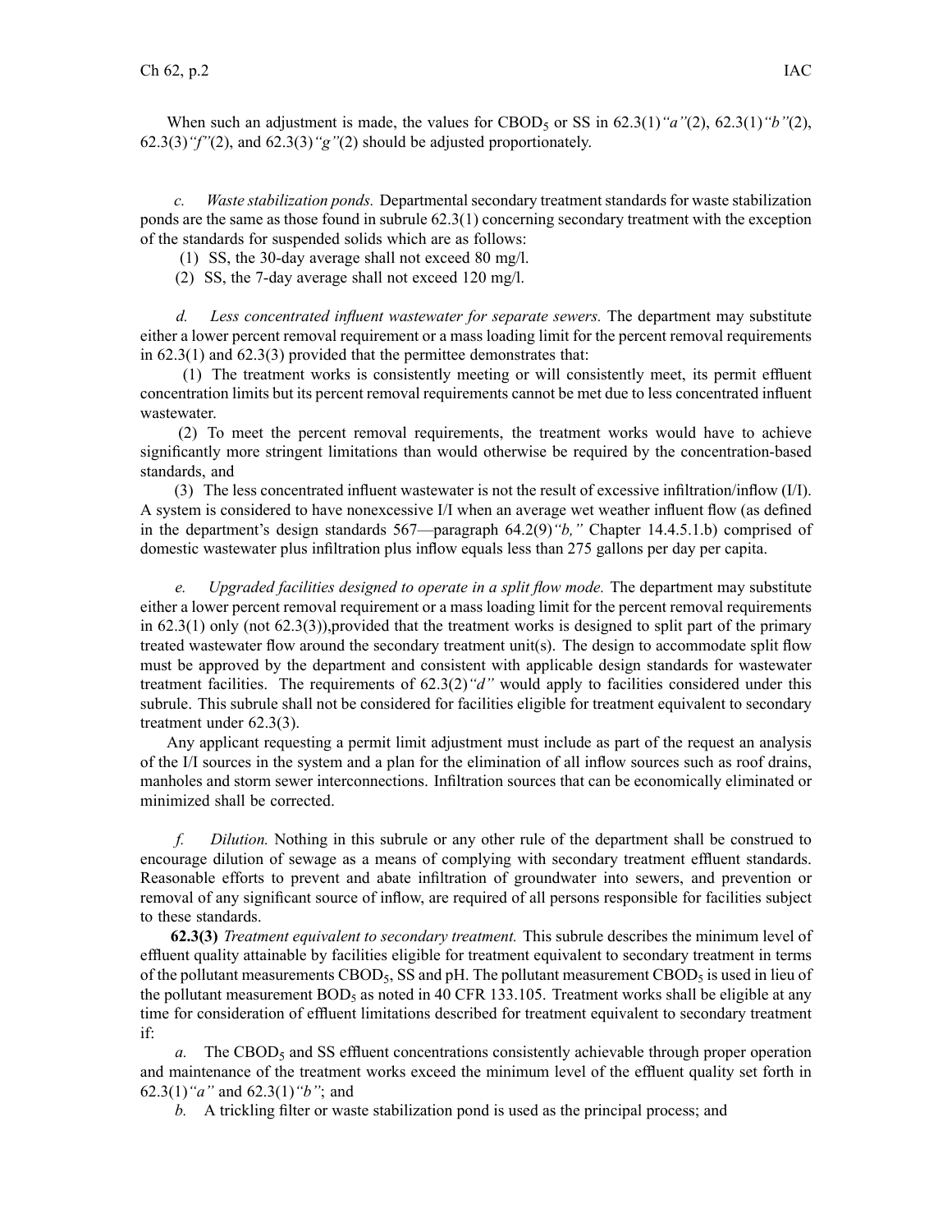When such an adjustment is made, the values for $CBOD_5$ or SS in 62.3(1)*"a"*(2), 62.3(1)*"b"*(2), 62.3(3)*"f"*(2), and 62.3(3)*"g"*(2) should be adjusted proportionately.

*c. Waste stabilization ponds.* Departmental secondary treatment standards for waste stabilization ponds are the same as those found in subrule 62.3(1) concerning secondary treatment with the exception of the standards for suspended solids which are as follows:

(1) SS, the 30-day average shall not exceed 80 mg/l.

(2) SS, the 7-day average shall not exceed 120 mg/l.

*d. Less concentrated influent wastewater for separate sewers.* The department may substitute either a lower percent removal requirement or a mass loading limit for the percent removal requirements in 62.3(1) and 62.3(3) provided that the permittee demonstrates that:

(1) The treatment works is consistently meeting or will consistently meet, its permit effluent concentration limits but its percent removal requirements cannot be met due to less concentrated influent wastewater.

(2) To meet the percent removal requirements, the treatment works would have to achieve significantly more stringent limitations than would otherwise be required by the concentration-based standards, and

(3) The less concentrated influent wastewater is not the result of excessive infiltration/inflow (I/I). A system is considered to have nonexcessive I/I when an average wet weather influent flow (as defined in the department's design standards 567—paragraph 64.2(9)*"b,"* Chapter 14.4.5.1.b) comprised of domestic wastewater plus infiltration plus inflow equals less than 275 gallons per day per capita.

*e. Upgraded facilities designed to operate in a split flow mode.* The department may substitute either a lower percent removal requirement or a mass loading limit for the percent removal requirements in 62.3(1) only (not 62.3(3)),provided that the treatment works is designed to split part of the primary treated wastewater flow around the secondary treatment unit(s). The design to accommodate split flow must be approved by the department and consistent with applicable design standards for wastewater treatment facilities. The requirements of 62.3(2)*"d"* would apply to facilities considered under this subrule. This subrule shall not be considered for facilities eligible for treatment equivalent to secondary treatment under 62.3(3).

Any applicant requesting a permit limit adjustment must include as part of the request an analysis of the I/I sources in the system and a plan for the elimination of all inflow sources such as roof drains, manholes and storm sewer interconnections. Infiltration sources that can be economically eliminated or minimized shall be corrected.

*f. Dilution.* Nothing in this subrule or any other rule of the department shall be construed to encourage dilution of sewage as a means of complying with secondary treatment effluent standards. Reasonable efforts to prevent and abate infiltration of groundwater into sewers, and prevention or removal of any significant source of inflow, are required of all persons responsible for facilities subject to these standards.

**62.3(3)** *Treatment equivalent to secondary treatment.* This subrule describes the minimum level of effluent quality attainable by facilities eligible for treatment equivalent to secondary treatment in terms of the pollutant measurements $CBOD_5$, SS and pH. The pollutant measurement $CBOD_5$ is used in lieu of the pollutant measurement $BOD_5$ as noted in 40 CFR 133.105. Treatment works shall be eligible at any time for consideration of effluent limitations described for treatment equivalent to secondary treatment if:

*a.* The $CBOD_5$ and SS effluent concentrations consistently achievable through proper operation and maintenance of the treatment works exceed the minimum level of the effluent quality set forth in 62.3(1)*"a"* and 62.3(1)*"b"*; and

*b.* A trickling filter or waste stabilization pond is used as the principal process; and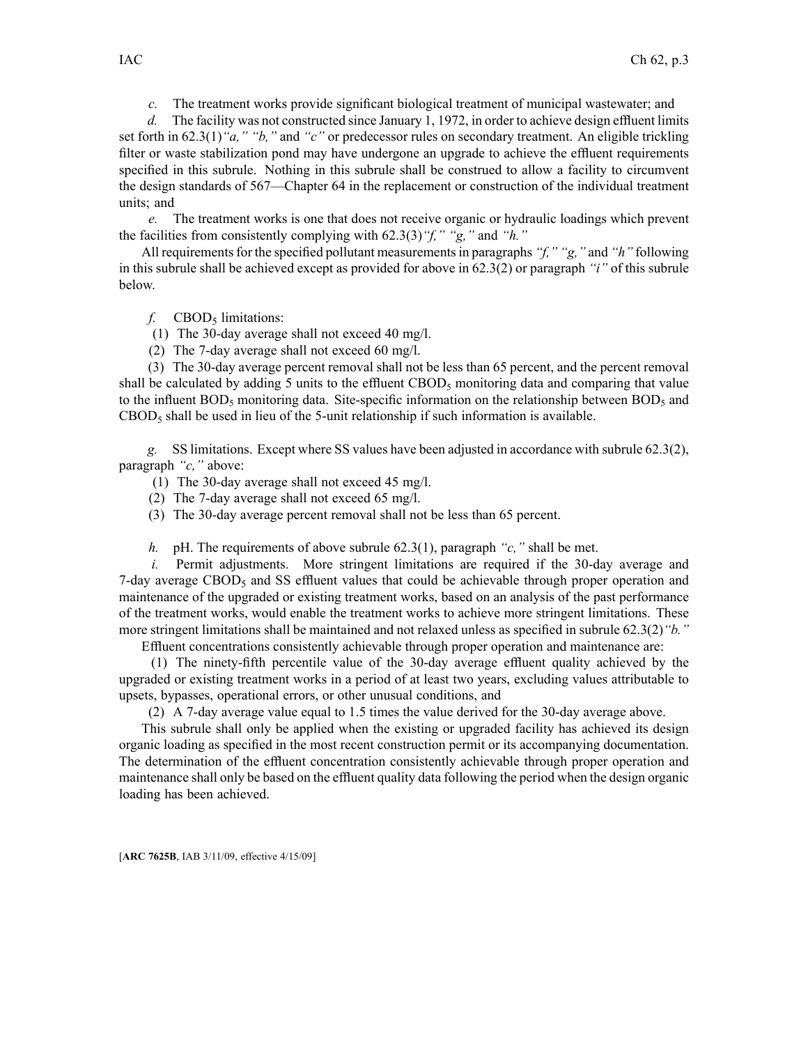*c.* The treatment works provide significant biological treatment of municipal wastewater; and

*d.* The facility was not constructed since January 1, 1972, in order to achieve design effluent limits set forth in 62.3(1)*"a," "b,"* and *"c"* or predecessor rules on secondary treatment. An eligible trickling filter or waste stabilization pond may have undergone an upgrade to achieve the effluent requirements specified in this subrule. Nothing in this subrule shall be construed to allow a facility to circumvent the design standards of 567—Chapter 64 in the replacement or construction of the individual treatment units; and

*e.* The treatment works is one that does not receive organic or hydraulic loadings which prevent the facilities from consistently complying with 62.3(3)*"f," "g,"* and *"h."*

All requirements for the specified pollutant measurements in paragraphs *"f," "g,"* and *"h"* following in this subrule shall be achieved except as provided for above in 62.3(2) or paragraph *"i"* of this subrule below.

*f.* $CBOD_5$ limitations:

(1) The 30-day average shall not exceed 40 mg/l.

(2) The 7-day average shall not exceed 60 mg/l.

(3) The 30-day average percent removal shall not be less than 65 percent, and the percent removal shall be calculated by adding 5 units to the effluent $CBOD_5$ monitoring data and comparing that value to the influent $BOD_5$ monitoring data. Site-specific information on the relationship between $BOD_5$ and $CBOD_5$ shall be used in lieu of the 5-unit relationship if such information is available.

*g.* SS limitations. Except where SS values have been adjusted in accordance with subrule 62.3(2), paragraph *"c,"* above:

(1) The 30-day average shall not exceed 45 mg/l.

(2) The 7-day average shall not exceed 65 mg/l.

(3) The 30-day average percent removal shall not be less than 65 percent.

*h.* pH. The requirements of above subrule 62.3(1), paragraph *"c,"* shall be met.

*i.* Permit adjustments. More stringent limitations are required if the 30-day average and 7-day average $CBOD_5$ and SS effluent values that could be achievable through proper operation and maintenance of the upgraded or existing treatment works, based on an analysis of the past performance of the treatment works, would enable the treatment works to achieve more stringent limitations. These more stringent limitations shall be maintained and not relaxed unless as specified in subrule 62.3(2)*"b."*

Effluent concentrations consistently achievable through proper operation and maintenance are:

(1) The ninety-fifth percentile value of the 30-day average effluent quality achieved by the upgraded or existing treatment works in a period of at least two years, excluding values attributable to upsets, bypasses, operational errors, or other unusual conditions, and

(2) A 7-day average value equal to 1.5 times the value derived for the 30-day average above.

This subrule shall only be applied when the existing or upgraded facility has achieved its design organic loading as specified in the most recent construction permit or its accompanying documentation. The determination of the effluent concentration consistently achievable through proper operation and maintenance shall only be based on the effluent quality data following the period when the design organic loading has been achieved.

[**ARC 7625B**, IAB 3/11/09, effective 4/15/09]